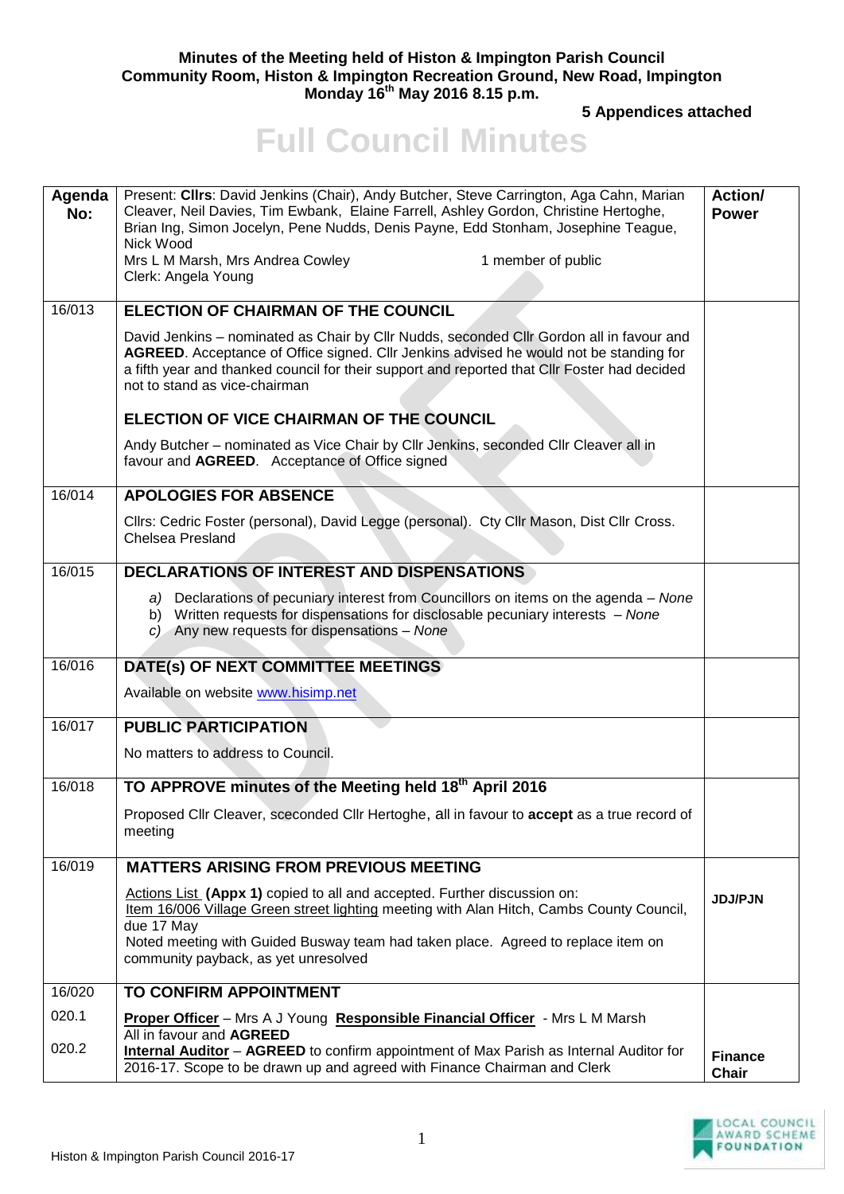**Minutes of the Meeting held of Histon & Impington Parish Council**
**Community Room, Histon & Impington Recreation Ground, New Road, Impington**
**Monday 16th May 2016 8.15 p.m.**

**5 Appendices attached**

# Full Council Minutes

| Agenda No: | Present: **Cllrs**: David Jenkins (Chair), Andy Butcher, Steve Carrington, Aga Cahn, Marian Cleaver, Neil Davies, Tim Ewbank, Elaine Farrell, Ashley Gordon, Christine Hertoghe, Brian Ing, Simon Jocelyn, Pene Nudds, Denis Payne, Edd Stonham, Josephine Teague, Nick Wood<br>Mrs L M Marsh, Mrs Andrea Cowley 1 member of public<br>Clerk: Angela Young | Action/ Power |
|---|---|---|
| 16/013 | **ELECTION OF CHAIRMAN OF THE COUNCIL** | |
| | David Jenkins – nominated as Chair by Cllr Nudds, seconded Cllr Gordon all in favour and **AGREED**. Acceptance of Office signed. Cllr Jenkins advised he would not be standing for a fifth year and thanked council for their support and reported that Cllr Foster had decided not to stand as vice-chairman | |
| | **ELECTION OF VICE CHAIRMAN OF THE COUNCIL** | |
| | Andy Butcher – nominated as Vice Chair by Cllr Jenkins, seconded Cllr Cleaver all in favour and **AGREED**. Acceptance of Office signed | |
| 16/014 | **APOLOGIES FOR ABSENCE** | |
| | Cllrs: Cedric Foster (personal), David Legge (personal). Cty Cllr Mason, Dist Cllr Cross. Chelsea Presland | |
| 16/015 | **DECLARATIONS OF INTEREST AND DISPENSATIONS** | |
| | a) Declarations of pecuniary interest from Councillors on items on the agenda – *None*<br>b) Written requests for dispensations for disclosable pecuniary interests – *None*<br>c) Any new requests for dispensations – *None* | |
| 16/016 | **DATE(s) OF NEXT COMMITTEE MEETINGS** | |
| | Available on website www.hisimp.net | |
| 16/017 | **PUBLIC PARTICIPATION** | |
| | No matters to address to Council. | |
| 16/018 | **TO APPROVE minutes of the Meeting held 18th April 2016** | |
| | Proposed Cllr Cleaver, sceconded Cllr Hertoghe, all in favour to **accept** as a true record of meeting | |
| 16/019 | **MATTERS ARISING FROM PREVIOUS MEETING** | |
| | Actions List **(Appx 1)** copied to all and accepted. Further discussion on:<br>Item 16/006 Village Green street lighting meeting with Alan Hitch, Cambs County Council, due 17 May<br>Noted meeting with Guided Busway team had taken place. Agreed to replace item on community payback, as yet unresolved | **JDJ/PJN** |
| 16/020 | **TO CONFIRM APPOINTMENT** | |
| 020.1 | **Proper Officer** – Mrs A J Young **Responsible Financial Officer** - Mrs L M Marsh<br>All in favour and **AGREED** | |
| 020.2 | **Internal Auditor** – **AGREED** to confirm appointment of Max Parish as Internal Auditor for 2016-17. Scope to be drawn up and agreed with Finance Chairman and Clerk | **Finance Chair** |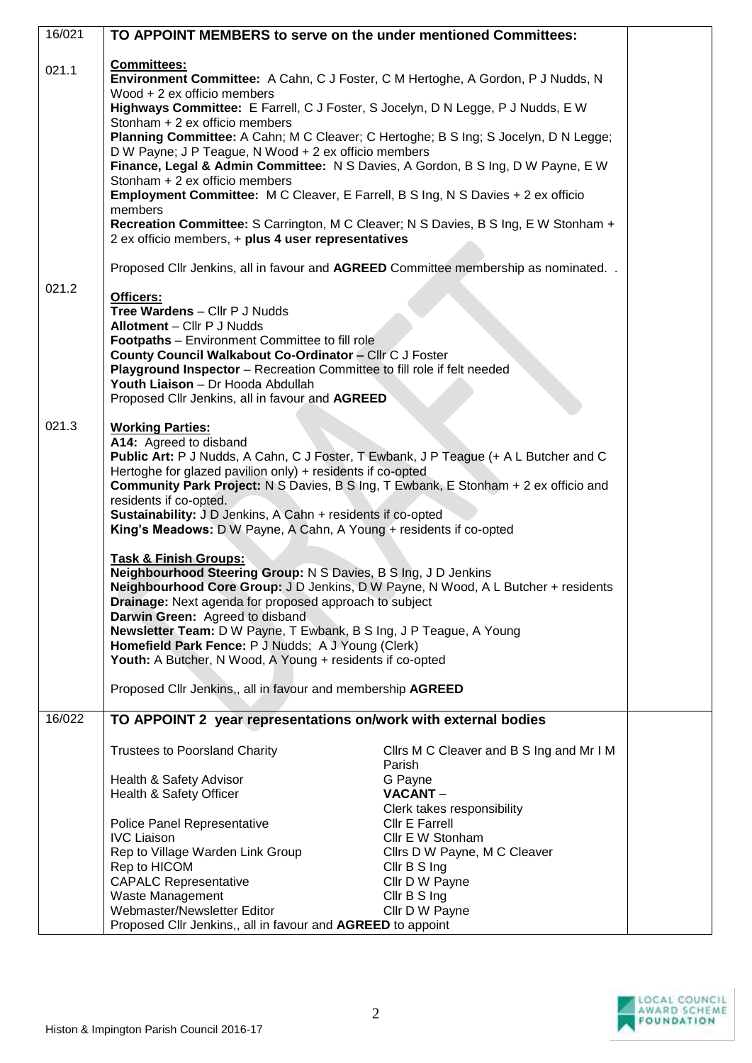| | | |
|---|---|---|
| 16/021 | **TO APPOINT MEMBERS to serve on the under mentioned Committees:** | |
| 021.1 | **Committees:**<br>**Environment Committee:** A Cahn, C J Foster, C M Hertoghe, A Gordon, P J Nudds, N Wood + 2 ex officio members<br>**Highways Committee:** E Farrell, C J Foster, S Jocelyn, D N Legge, P J Nudds, E W Stonham + 2 ex officio members<br>**Planning Committee:** A Cahn; M C Cleaver; C Hertoghe; B S Ing; S Jocelyn, D N Legge; D W Payne; J P Teague, N Wood + 2 ex officio members<br>**Finance, Legal & Admin Committee:** N S Davies, A Gordon, B S Ing, D W Payne, E W Stonham + 2 ex officio members<br>**Employment Committee:** M C Cleaver, E Farrell, B S Ing, N S Davies + 2 ex officio members<br>**Recreation Committee:** S Carrington, M C Cleaver; N S Davies, B S Ing, E W Stonham + 2 ex officio members, + **plus 4 user representatives**<br><br>Proposed Cllr Jenkins, all in favour and **AGREED** Committee membership as nominated. . | |
| 021.2 | **Officers:**<br>**Tree Wardens** – Cllr P J Nudds<br>**Allotment** – Cllr P J Nudds<br>**Footpaths** – Environment Committee to fill role<br>**County Council Walkabout Co-Ordinator –** Cllr C J Foster<br>**Playground Inspector** – Recreation Committee to fill role if felt needed<br>**Youth Liaison** – Dr Hooda Abdullah<br>Proposed Cllr Jenkins, all in favour and **AGREED** | |
| 021.3 | **Working Parties:**<br>**A14:** Agreed to disband<br>**Public Art:** P J Nudds, A Cahn, C J Foster, T Ewbank, J P Teague (+ A L Butcher and C Hertoghe for glazed pavilion only) + residents if co-opted<br>**Community Park Project:** N S Davies, B S Ing, T Ewbank, E Stonham + 2 ex officio and residents if co-opted.<br>**Sustainability:** J D Jenkins, A Cahn + residents if co-opted<br>**King's Meadows:** D W Payne, A Cahn, A Young + residents if co-opted<br><br>**Task & Finish Groups:**<br>**Neighbourhood Steering Group:** N S Davies, B S Ing, J D Jenkins<br>**Neighbourhood Core Group:** J D Jenkins, D W Payne, N Wood, A L Butcher + residents<br>**Drainage:** Next agenda for proposed approach to subject<br>**Darwin Green:** Agreed to disband<br>**Newsletter Team:** D W Payne, T Ewbank, B S Ing, J P Teague, A Young<br>**Homefield Park Fence:** P J Nudds; A J Young (Clerk)<br>**Youth:** A Butcher, N Wood, A Young + residents if co-opted<br><br>Proposed Cllr Jenkins,, all in favour and membership **AGREED** | |
| 16/022 | **TO APPOINT 2 year representations on/work with external bodies**<br><br>Trustees to Poorsland Charity – Cllrs M C Cleaver and B S Ing and Mr I M Parish<br>Health & Safety Advisor – G Payne<br>Health & Safety Officer – **VACANT** – Clerk takes responsibility<br>Police Panel Representative – Cllr E Farrell<br>IVC Liaison – Cllr E W Stonham<br>Rep to Village Warden Link Group – Cllrs D W Payne, M C Cleaver<br>Rep to HICOM – Cllr B S Ing<br>CAPALC Representative – Cllr D W Payne<br>Waste Management – Cllr B S Ing<br>Webmaster/Newsletter Editor – Cllr D W Payne<br>Proposed Cllr Jenkins,, all in favour and **AGREED** to appoint | |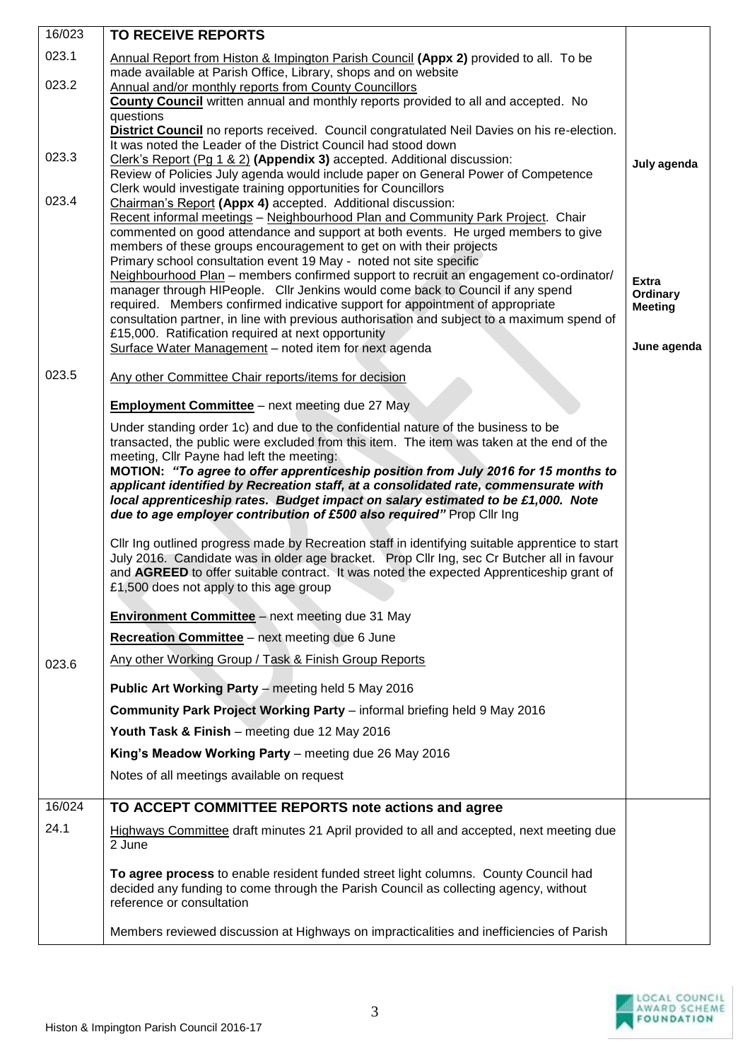| | | |
|---|---|---|
| 16/023 | **TO RECEIVE REPORTS** | |
| 023.1 | Annual Report from Histon & Impington Parish Council **(Appx 2)** provided to all. To be made available at Parish Office, Library, shops and on website | |
| 023.2 | Annual and/or monthly reports from County Councillors<br>**County Council** written annual and monthly reports provided to all and accepted. No questions<br>**District Council** no reports received. Council congratulated Neil Davies on his re-election. It was noted the Leader of the District Council had stood down | |
| 023.3 | Clerk's Report (Pg 1 & 2) **(Appendix 3)** accepted. Additional discussion:<br>Review of Policies July agenda would include paper on General Power of Competence<br>Clerk would investigate training opportunities for Councillors | **July agenda** |
| 023.4 | Chairman's Report **(Appx 4)** accepted. Additional discussion:<br>Recent informal meetings – Neighbourhood Plan and Community Park Project. Chair commented on good attendance and support at both events. He urged members to give members of these groups encouragement to get on with their projects<br>Primary school consultation event 19 May - noted not site specific<br>Neighbourhood Plan – members confirmed support to recruit an engagement co-ordinator/ manager through HIPeople. Cllr Jenkins would come back to Council if any spend required. Members confirmed indicative support for appointment of appropriate consultation partner, in line with previous authorisation and subject to a maximum spend of £15,000. Ratification required at next opportunity<br>Surface Water Management – noted item for next agenda | **Extra Ordinary Meeting**<br><br>**June agenda** |
| 023.5 | Any other Committee Chair reports/items for decision<br><br>**Employment Committee** – next meeting due 27 May<br><br>Under standing order 1c) and due to the confidential nature of the business to be transacted, the public were excluded from this item. The item was taken at the end of the meeting, Cllr Payne had left the meeting:<br>**MOTION: *"To agree to offer apprenticeship position from July 2016 for 15 months to applicant identified by Recreation staff, at a consolidated rate, commensurate with local apprenticeship rates. Budget impact on salary estimated to be £1,000. Note due to age employer contribution of £500 also required"*** Prop Cllr Ing<br><br>Cllr Ing outlined progress made by Recreation staff in identifying suitable apprentice to start July 2016. Candidate was in older age bracket. Prop Cllr Ing, sec Cr Butcher all in favour and **AGREED** to offer suitable contract. It was noted the expected Apprenticeship grant of £1,500 does not apply to this age group<br><br>**Environment Committee** – next meeting due 31 May<br><br>**Recreation Committee** – next meeting due 6 June | |
| 023.6 | Any other Working Group / Task & Finish Group Reports<br><br>**Public Art Working Party** – meeting held 5 May 2016<br><br>**Community Park Project Working Party** – informal briefing held 9 May 2016<br><br>**Youth Task & Finish** – meeting due 12 May 2016<br><br>**King's Meadow Working Party** – meeting due 26 May 2016<br><br>Notes of all meetings available on request | |
| 16/024 | **TO ACCEPT COMMITTEE REPORTS note actions and agree** | |
| 24.1 | Highways Committee draft minutes 21 April provided to all and accepted, next meeting due 2 June<br><br>**To agree process** to enable resident funded street light columns. County Council had decided any funding to come through the Parish Council as collecting agency, without reference or consultation<br><br>Members reviewed discussion at Highways on impracticalities and inefficiencies of Parish | |

Histon & Impington Parish Council 2016-17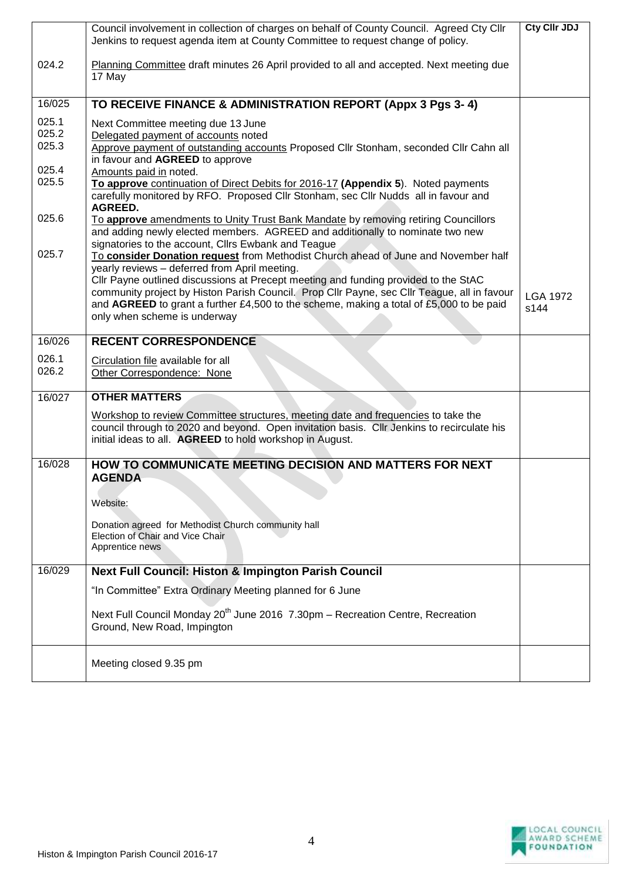| | | |
|---|---|---|
| | Council involvement in collection of charges on behalf of County Council. Agreed Cty Cllr Jenkins to request agenda item at County Committee to request change of policy. | **Cty Cllr JDJ** |
| 024.2 | Planning Committee draft minutes 26 April provided to all and accepted. Next meeting due 17 May | |
| 16/025 | **TO RECEIVE FINANCE & ADMINISTRATION REPORT (Appx 3 Pgs 3- 4)** | |
| 025.1<br>025.2<br>025.3<br><br>025.4<br>025.5<br><br><br>025.6<br><br><br>025.7 | Next Committee meeting due 13 June<br>Delegated payment of accounts noted<br>Approve payment of outstanding accounts Proposed Cllr Stonham, seconded Cllr Cahn all in favour and **AGREED** to approve<br>Amounts paid in noted.<br>**To approve** continuation of Direct Debits for 2016-17 **(Appendix 5**). Noted payments carefully monitored by RFO. Proposed Cllr Stonham, sec Cllr Nudds all in favour and **AGREED.**<br>To **approve** amendments to Unity Trust Bank Mandate by removing retiring Councillors and adding newly elected members. AGREED and additionally to nominate two new signatories to the account, Cllrs Ewbank and Teague<br>To **consider Donation request** from Methodist Church ahead of June and November half yearly reviews – deferred from April meeting.<br>Cllr Payne outlined discussions at Precept meeting and funding provided to the StAC community project by Histon Parish Council. Prop Cllr Payne, sec Cllr Teague, all in favour and **AGREED** to grant a further £4,500 to the scheme, making a total of £5,000 to be paid only when scheme is underway | LGA 1972 s144 |
| 16/026 | **RECENT CORRESPONDENCE** | |
| 026.1<br>026.2 | Circulation file available for all<br>Other Correspondence: None | |
| 16/027 | **OTHER MATTERS**<br><br>Workshop to review Committee structures, meeting date and frequencies to take the council through to 2020 and beyond. Open invitation basis. Cllr Jenkins to recirculate his initial ideas to all. **AGREED** to hold workshop in August. | |
| 16/028 | **HOW TO COMMUNICATE MEETING DECISION AND MATTERS FOR NEXT AGENDA**<br><br>Website:<br><br>Donation agreed for Methodist Church community hall<br>Election of Chair and Vice Chair<br>Apprentice news | |
| 16/029 | **Next Full Council: Histon & Impington Parish Council**<br><br>"In Committee" Extra Ordinary Meeting planned for 6 June<br><br>Next Full Council Monday 20th June 2016 7.30pm – Recreation Centre, Recreation Ground, New Road, Impington | |
| | Meeting closed 9.35 pm | |